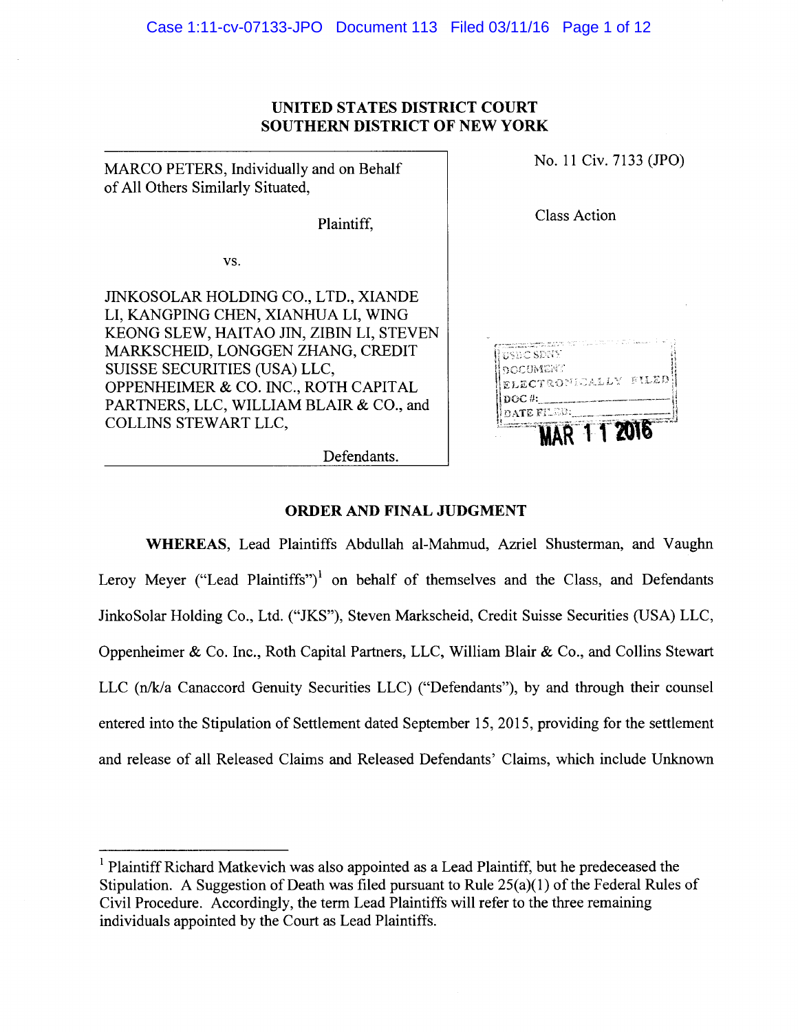## UNITED STATES DISTRICT COURT
## SOUTHERN DISTRICT OF NEW YORK

MARCO PETERS, Individually and on Behalf of All Others Similarly Situated,

Plaintiff,

vs.

JINKOSOLAR HOLDING CO., LTD., XIANDE LI, KANGPING CHEN, XIANHUA LI, WING KEONG SLEW, HAITAO JIN, ZIBIN LI, STEVEN MARKSCHEID, LONGGEN ZHANG, CREDIT SUISSE SECURITIES (USA) LLC, OPPENHEIMER & CO. INC., ROTH CAPITAL PARTNERS, LLC, WILLIAM BLAIR & CO., and COLLINS STEWART LLC,

Defendants.

No. 11 Civ. 7133 (JPO)

Class Action

USDC SDNY
DOCUMENT
ELECTRONICALLY FILED
DOC #:
DATE FILED: MAR 11 2016

## ORDER AND FINAL JUDGMENT

**WHEREAS**, Lead Plaintiffs Abdullah al-Mahmud, Azriel Shusterman, and Vaughn Leroy Meyer ("Lead Plaintiffs")[1] on behalf of themselves and the Class, and Defendants JinkoSolar Holding Co., Ltd. ("JKS"), Steven Markscheid, Credit Suisse Securities (USA) LLC, Oppenheimer & Co. Inc., Roth Capital Partners, LLC, William Blair & Co., and Collins Stewart LLC (n/k/a Canaccord Genuity Securities LLC) ("Defendants"), by and through their counsel entered into the Stipulation of Settlement dated September 15, 2015, providing for the settlement and release of all Released Claims and Released Defendants' Claims, which include Unknown

[1] Plaintiff Richard Matkevich was also appointed as a Lead Plaintiff, but he predeceased the Stipulation. A Suggestion of Death was filed pursuant to Rule 25(a)(1) of the Federal Rules of Civil Procedure. Accordingly, the term Lead Plaintiffs will refer to the three remaining individuals appointed by the Court as Lead Plaintiffs.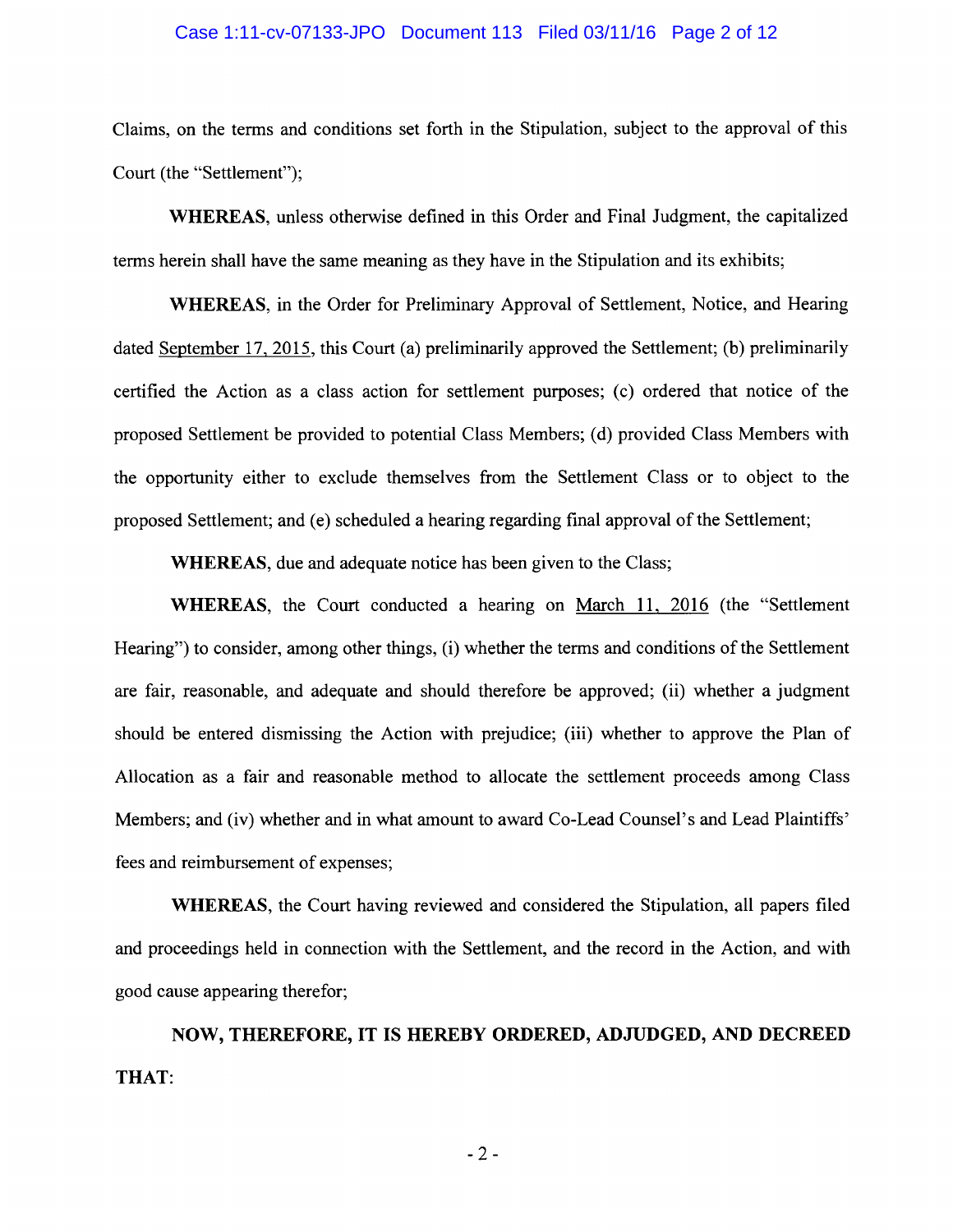Claims, on the terms and conditions set forth in the Stipulation, subject to the approval of this Court (the "Settlement");

**WHEREAS**, unless otherwise defined in this Order and Final Judgment, the capitalized terms herein shall have the same meaning as they have in the Stipulation and its exhibits;

**WHEREAS**, in the Order for Preliminary Approval of Settlement, Notice, and Hearing dated September 17, 2015, this Court (a) preliminarily approved the Settlement; (b) preliminarily certified the Action as a class action for settlement purposes; (c) ordered that notice of the proposed Settlement be provided to potential Class Members; (d) provided Class Members with the opportunity either to exclude themselves from the Settlement Class or to object to the proposed Settlement; and (e) scheduled a hearing regarding final approval of the Settlement;

**WHEREAS**, due and adequate notice has been given to the Class;

**WHEREAS**, the Court conducted a hearing on March 11, 2016 (the "Settlement Hearing") to consider, among other things, (i) whether the terms and conditions of the Settlement are fair, reasonable, and adequate and should therefore be approved; (ii) whether a judgment should be entered dismissing the Action with prejudice; (iii) whether to approve the Plan of Allocation as a fair and reasonable method to allocate the settlement proceeds among Class Members; and (iv) whether and in what amount to award Co-Lead Counsel's and Lead Plaintiffs' fees and reimbursement of expenses;

**WHEREAS**, the Court having reviewed and considered the Stipulation, all papers filed and proceedings held in connection with the Settlement, and the record in the Action, and with good cause appearing therefor;

**NOW, THEREFORE, IT IS HEREBY ORDERED, ADJUDGED, AND DECREED THAT:**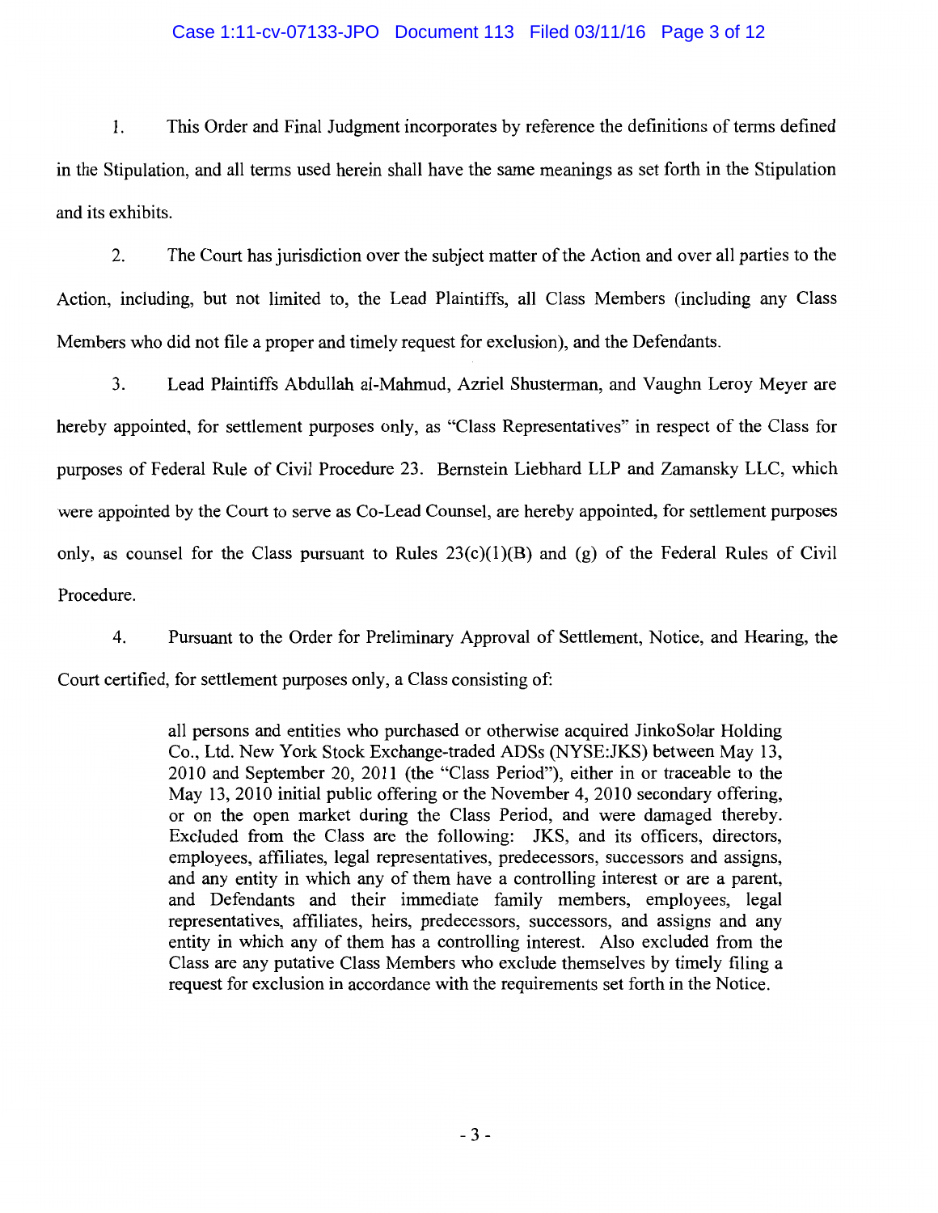1. This Order and Final Judgment incorporates by reference the definitions of terms defined in the Stipulation, and all terms used herein shall have the same meanings as set forth in the Stipulation and its exhibits.

2. The Court has jurisdiction over the subject matter of the Action and over all parties to the Action, including, but not limited to, the Lead Plaintiffs, all Class Members (including any Class Members who did not file a proper and timely request for exclusion), and the Defendants.

3. Lead Plaintiffs Abdullah al-Mahmud, Azriel Shusterman, and Vaughn Leroy Meyer are hereby appointed, for settlement purposes only, as "Class Representatives" in respect of the Class for purposes of Federal Rule of Civil Procedure 23. Bernstein Liebhard LLP and Zamansky LLC, which were appointed by the Court to serve as Co-Lead Counsel, are hereby appointed, for settlement purposes only, as counsel for the Class pursuant to Rules 23(c)(1)(B) and (g) of the Federal Rules of Civil Procedure.

4. Pursuant to the Order for Preliminary Approval of Settlement, Notice, and Hearing, the Court certified, for settlement purposes only, a Class consisting of:

> all persons and entities who purchased or otherwise acquired JinkoSolar Holding Co., Ltd. New York Stock Exchange-traded ADSs (NYSE:JKS) between May 13, 2010 and September 20, 2011 (the "Class Period"), either in or traceable to the May 13, 2010 initial public offering or the November 4, 2010 secondary offering, or on the open market during the Class Period, and were damaged thereby. Excluded from the Class are the following: JKS, and its officers, directors, employees, affiliates, legal representatives, predecessors, successors and assigns, and any entity in which any of them have a controlling interest or are a parent, and Defendants and their immediate family members, employees, legal representatives, affiliates, heirs, predecessors, successors, and assigns and any entity in which any of them has a controlling interest. Also excluded from the Class are any putative Class Members who exclude themselves by timely filing a request for exclusion in accordance with the requirements set forth in the Notice.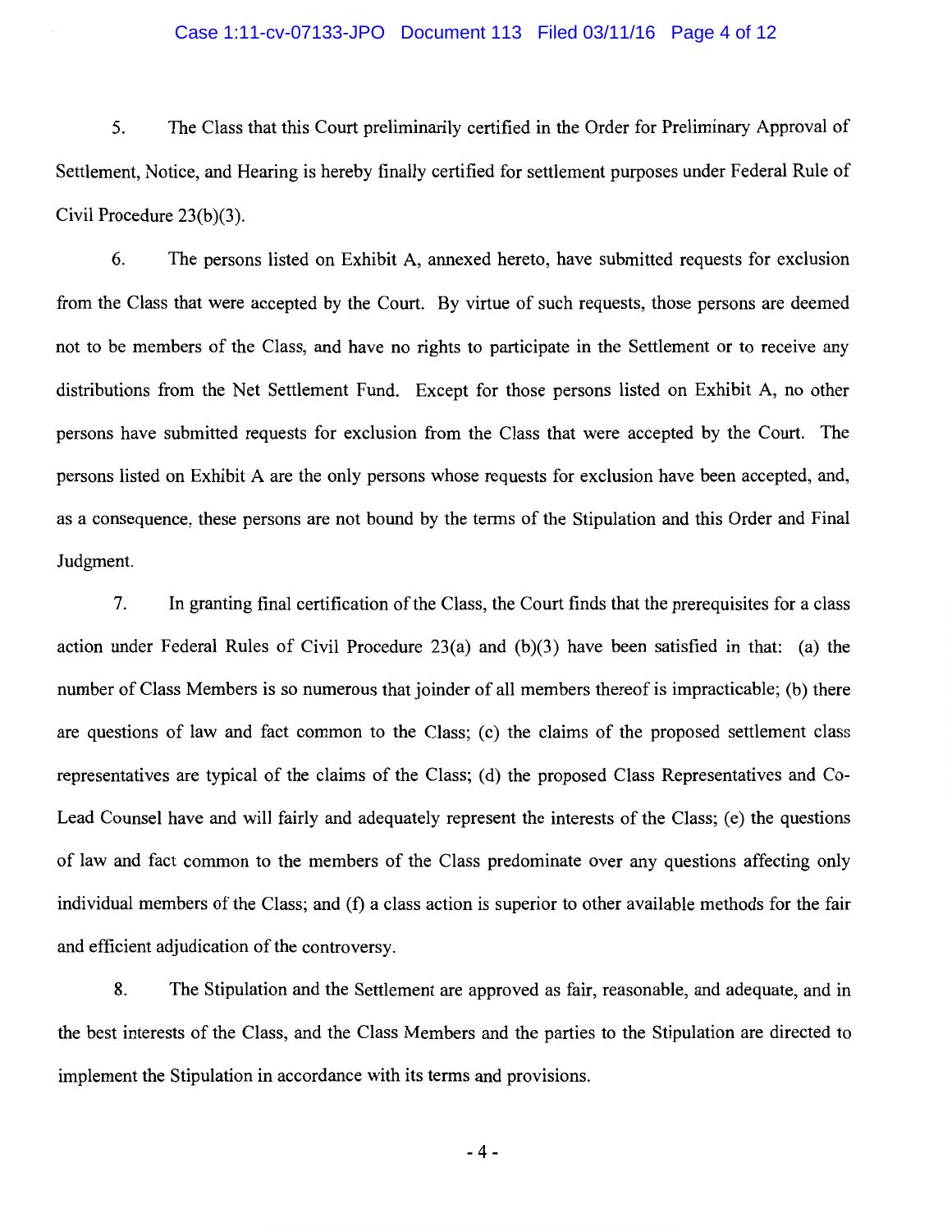5. The Class that this Court preliminarily certified in the Order for Preliminary Approval of Settlement, Notice, and Hearing is hereby finally certified for settlement purposes under Federal Rule of Civil Procedure 23(b)(3).

6. The persons listed on Exhibit A, annexed hereto, have submitted requests for exclusion from the Class that were accepted by the Court. By virtue of such requests, those persons are deemed not to be members of the Class, and have no rights to participate in the Settlement or to receive any distributions from the Net Settlement Fund. Except for those persons listed on Exhibit A, no other persons have submitted requests for exclusion from the Class that were accepted by the Court. The persons listed on Exhibit A are the only persons whose requests for exclusion have been accepted, and, as a consequence, these persons are not bound by the terms of the Stipulation and this Order and Final Judgment.

7. In granting final certification of the Class, the Court finds that the prerequisites for a class action under Federal Rules of Civil Procedure 23(a) and (b)(3) have been satisfied in that: (a) the number of Class Members is so numerous that joinder of all members thereof is impracticable; (b) there are questions of law and fact common to the Class; (c) the claims of the proposed settlement class representatives are typical of the claims of the Class; (d) the proposed Class Representatives and Co-Lead Counsel have and will fairly and adequately represent the interests of the Class; (e) the questions of law and fact common to the members of the Class predominate over any questions affecting only individual members of the Class; and (f) a class action is superior to other available methods for the fair and efficient adjudication of the controversy.

8. The Stipulation and the Settlement are approved as fair, reasonable, and adequate, and in the best interests of the Class, and the Class Members and the parties to the Stipulation are directed to implement the Stipulation in accordance with its terms and provisions.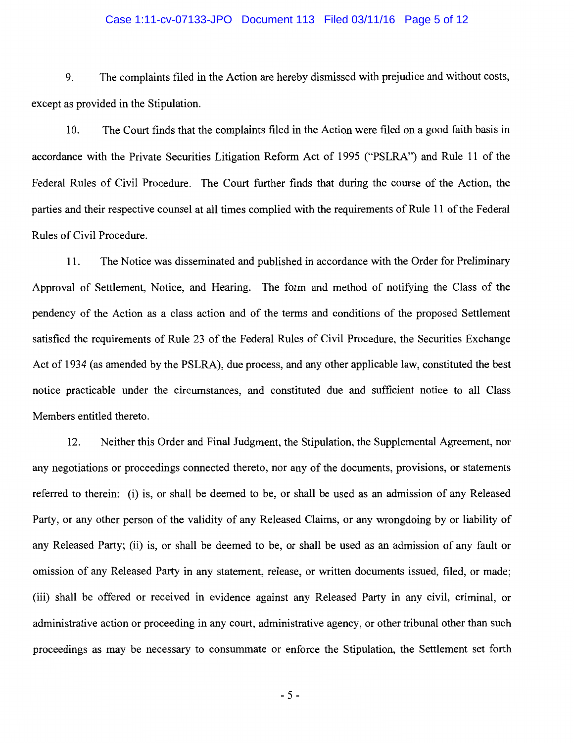9. The complaints filed in the Action are hereby dismissed with prejudice and without costs, except as provided in the Stipulation.

10. The Court finds that the complaints filed in the Action were filed on a good faith basis in accordance with the Private Securities Litigation Reform Act of 1995 ("PSLRA") and Rule 11 of the Federal Rules of Civil Procedure. The Court further finds that during the course of the Action, the parties and their respective counsel at all times complied with the requirements of Rule 11 of the Federal Rules of Civil Procedure.

11. The Notice was disseminated and published in accordance with the Order for Preliminary Approval of Settlement, Notice, and Hearing. The form and method of notifying the Class of the pendency of the Action as a class action and of the terms and conditions of the proposed Settlement satisfied the requirements of Rule 23 of the Federal Rules of Civil Procedure, the Securities Exchange Act of 1934 (as amended by the PSLRA), due process, and any other applicable law, constituted the best notice practicable under the circumstances, and constituted due and sufficient notice to all Class Members entitled thereto.

12. Neither this Order and Final Judgment, the Stipulation, the Supplemental Agreement, nor any negotiations or proceedings connected thereto, nor any of the documents, provisions, or statements referred to therein: (i) is, or shall be deemed to be, or shall be used as an admission of any Released Party, or any other person of the validity of any Released Claims, or any wrongdoing by or liability of any Released Party; (ii) is, or shall be deemed to be, or shall be used as an admission of any fault or omission of any Released Party in any statement, release, or written documents issued, filed, or made; (iii) shall be offered or received in evidence against any Released Party in any civil, criminal, or administrative action or proceeding in any court, administrative agency, or other tribunal other than such proceedings as may be necessary to consummate or enforce the Stipulation, the Settlement set forth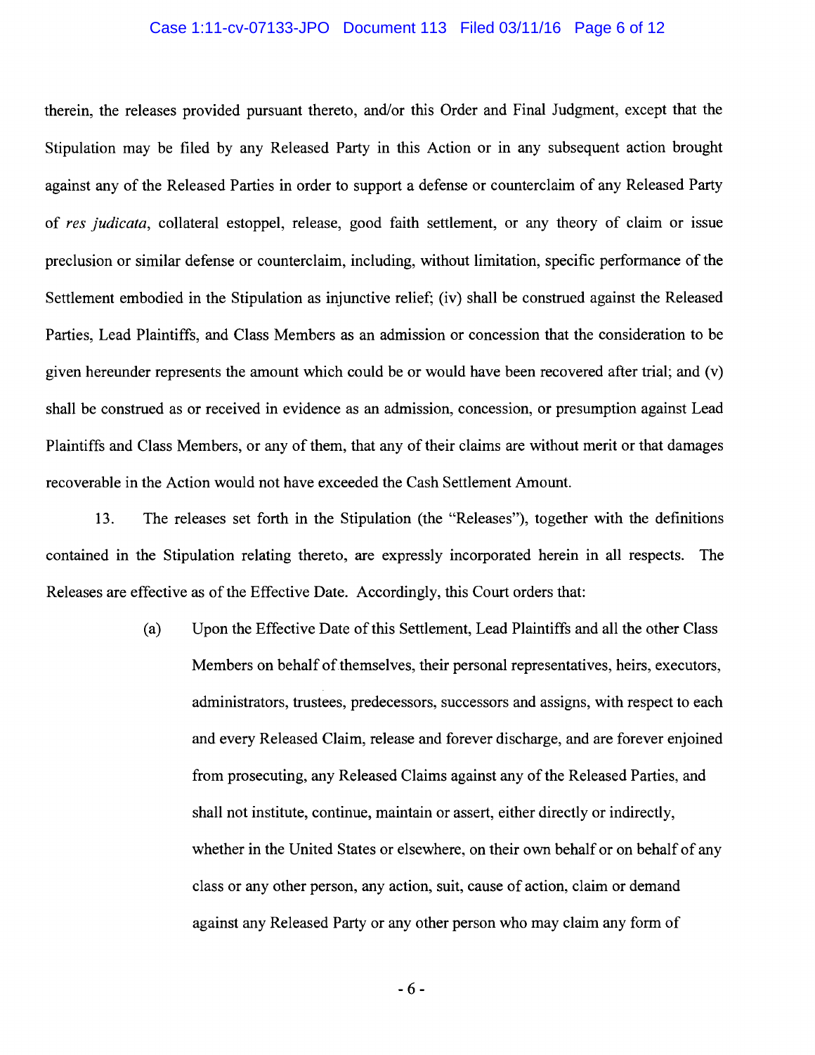therein, the releases provided pursuant thereto, and/or this Order and Final Judgment, except that the Stipulation may be filed by any Released Party in this Action or in any subsequent action brought against any of the Released Parties in order to support a defense or counterclaim of any Released Party of *res judicata*, collateral estoppel, release, good faith settlement, or any theory of claim or issue preclusion or similar defense or counterclaim, including, without limitation, specific performance of the Settlement embodied in the Stipulation as injunctive relief; (iv) shall be construed against the Released Parties, Lead Plaintiffs, and Class Members as an admission or concession that the consideration to be given hereunder represents the amount which could be or would have been recovered after trial; and (v) shall be construed as or received in evidence as an admission, concession, or presumption against Lead Plaintiffs and Class Members, or any of them, that any of their claims are without merit or that damages recoverable in the Action would not have exceeded the Cash Settlement Amount.

13. The releases set forth in the Stipulation (the "Releases"), together with the definitions contained in the Stipulation relating thereto, are expressly incorporated herein in all respects. The Releases are effective as of the Effective Date. Accordingly, this Court orders that:

(a) Upon the Effective Date of this Settlement, Lead Plaintiffs and all the other Class Members on behalf of themselves, their personal representatives, heirs, executors, administrators, trustees, predecessors, successors and assigns, with respect to each and every Released Claim, release and forever discharge, and are forever enjoined from prosecuting, any Released Claims against any of the Released Parties, and shall not institute, continue, maintain or assert, either directly or indirectly, whether in the United States or elsewhere, on their own behalf or on behalf of any class or any other person, any action, suit, cause of action, claim or demand against any Released Party or any other person who may claim any form of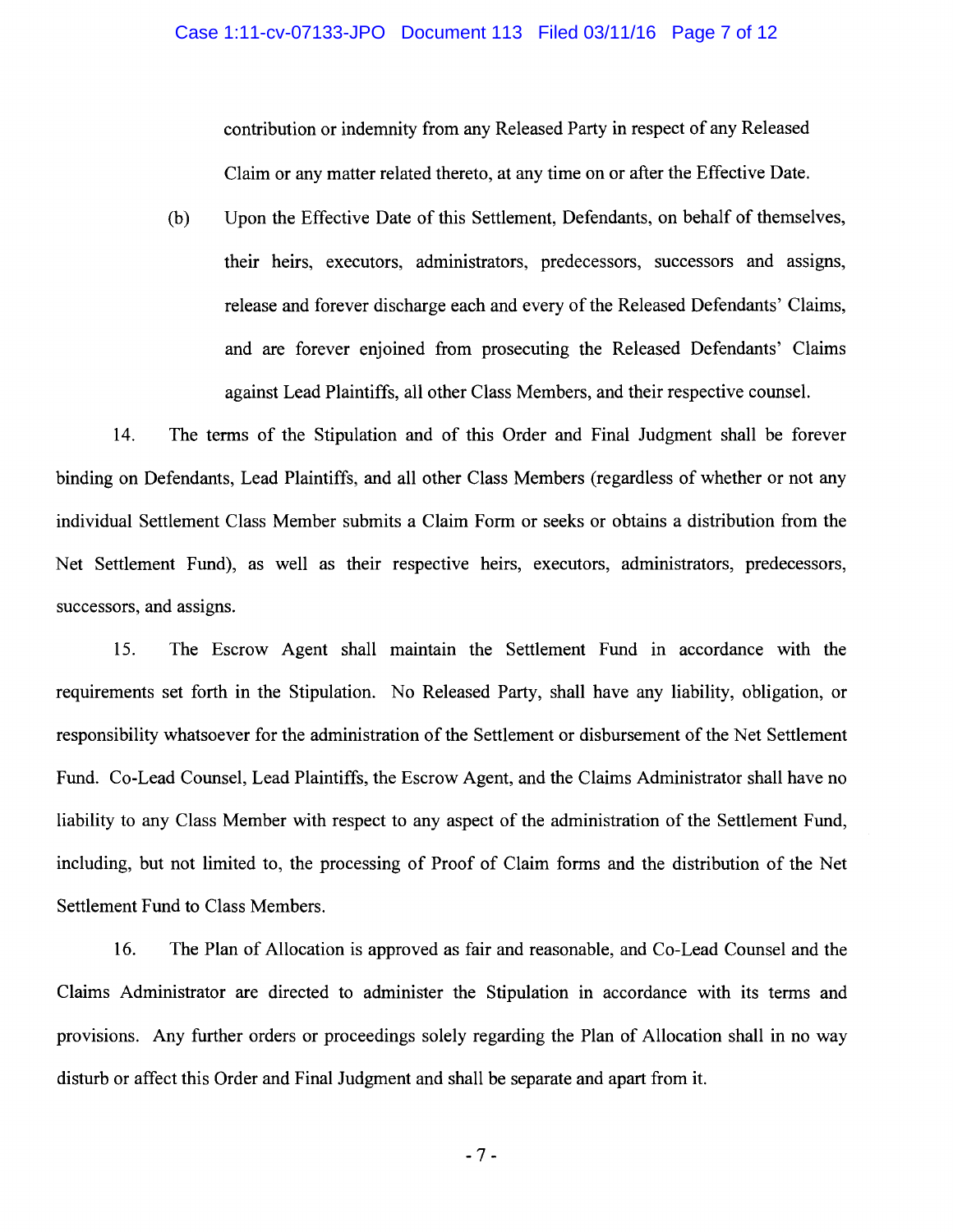contribution or indemnity from any Released Party in respect of any Released Claim or any matter related thereto, at any time on or after the Effective Date.

(b) Upon the Effective Date of this Settlement, Defendants, on behalf of themselves, their heirs, executors, administrators, predecessors, successors and assigns, release and forever discharge each and every of the Released Defendants' Claims, and are forever enjoined from prosecuting the Released Defendants' Claims against Lead Plaintiffs, all other Class Members, and their respective counsel.

14. The terms of the Stipulation and of this Order and Final Judgment shall be forever binding on Defendants, Lead Plaintiffs, and all other Class Members (regardless of whether or not any individual Settlement Class Member submits a Claim Form or seeks or obtains a distribution from the Net Settlement Fund), as well as their respective heirs, executors, administrators, predecessors, successors, and assigns.

15. The Escrow Agent shall maintain the Settlement Fund in accordance with the requirements set forth in the Stipulation. No Released Party, shall have any liability, obligation, or responsibility whatsoever for the administration of the Settlement or disbursement of the Net Settlement Fund. Co-Lead Counsel, Lead Plaintiffs, the Escrow Agent, and the Claims Administrator shall have no liability to any Class Member with respect to any aspect of the administration of the Settlement Fund, including, but not limited to, the processing of Proof of Claim forms and the distribution of the Net Settlement Fund to Class Members.

16. The Plan of Allocation is approved as fair and reasonable, and Co-Lead Counsel and the Claims Administrator are directed to administer the Stipulation in accordance with its terms and provisions. Any further orders or proceedings solely regarding the Plan of Allocation shall in no way disturb or affect this Order and Final Judgment and shall be separate and apart from it.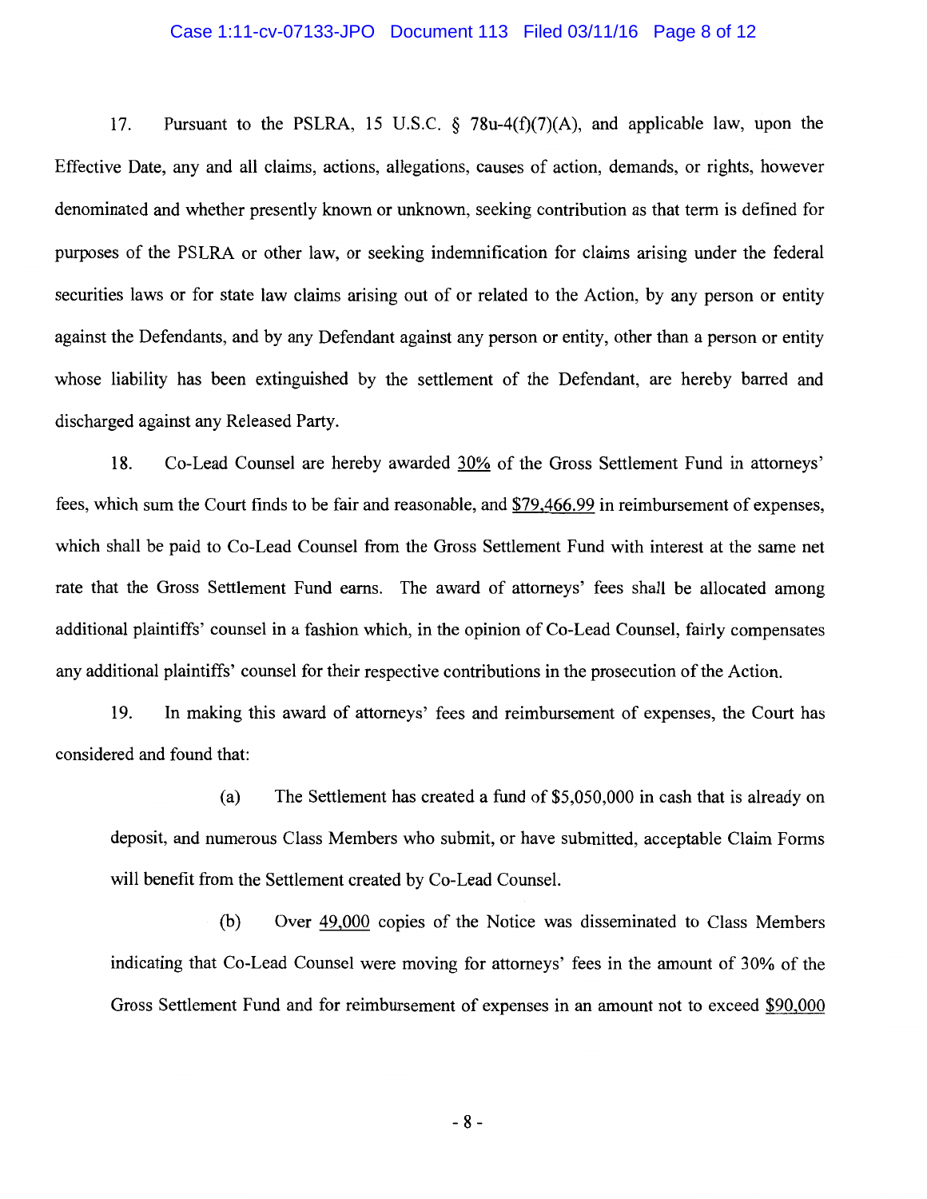17. Pursuant to the PSLRA, 15 U.S.C. § 78u-4(f)(7)(A), and applicable law, upon the Effective Date, any and all claims, actions, allegations, causes of action, demands, or rights, however denominated and whether presently known or unknown, seeking contribution as that term is defined for purposes of the PSLRA or other law, or seeking indemnification for claims arising under the federal securities laws or for state law claims arising out of or related to the Action, by any person or entity against the Defendants, and by any Defendant against any person or entity, other than a person or entity whose liability has been extinguished by the settlement of the Defendant, are hereby barred and discharged against any Released Party.

18. Co-Lead Counsel are hereby awarded 30% of the Gross Settlement Fund in attorneys' fees, which sum the Court finds to be fair and reasonable, and $79,466.99 in reimbursement of expenses, which shall be paid to Co-Lead Counsel from the Gross Settlement Fund with interest at the same net rate that the Gross Settlement Fund earns. The award of attorneys' fees shall be allocated among additional plaintiffs' counsel in a fashion which, in the opinion of Co-Lead Counsel, fairly compensates any additional plaintiffs' counsel for their respective contributions in the prosecution of the Action.

19. In making this award of attorneys' fees and reimbursement of expenses, the Court has considered and found that:

(a) The Settlement has created a fund of $5,050,000 in cash that is already on deposit, and numerous Class Members who submit, or have submitted, acceptable Claim Forms will benefit from the Settlement created by Co-Lead Counsel.

(b) Over 49,000 copies of the Notice was disseminated to Class Members indicating that Co-Lead Counsel were moving for attorneys' fees in the amount of 30% of the Gross Settlement Fund and for reimbursement of expenses in an amount not to exceed $90,000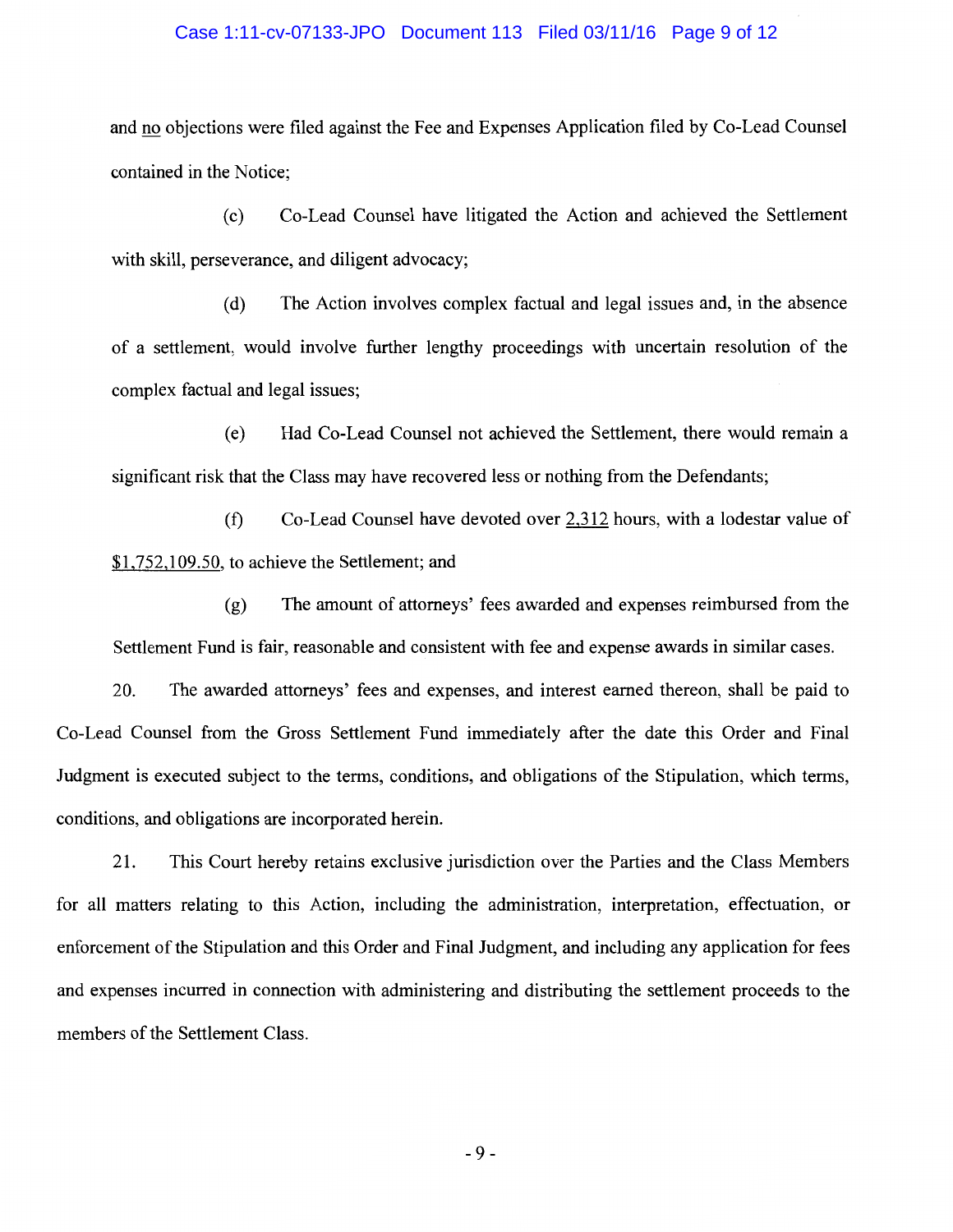and no objections were filed against the Fee and Expenses Application filed by Co-Lead Counsel contained in the Notice;

(c) Co-Lead Counsel have litigated the Action and achieved the Settlement with skill, perseverance, and diligent advocacy;

(d) The Action involves complex factual and legal issues and, in the absence of a settlement, would involve further lengthy proceedings with uncertain resolution of the complex factual and legal issues;

(e) Had Co-Lead Counsel not achieved the Settlement, there would remain a significant risk that the Class may have recovered less or nothing from the Defendants;

(f) Co-Lead Counsel have devoted over 2,312 hours, with a lodestar value of $1,752,109.50, to achieve the Settlement; and

(g) The amount of attorneys' fees awarded and expenses reimbursed from the Settlement Fund is fair, reasonable and consistent with fee and expense awards in similar cases.

20. The awarded attorneys' fees and expenses, and interest earned thereon, shall be paid to Co-Lead Counsel from the Gross Settlement Fund immediately after the date this Order and Final Judgment is executed subject to the terms, conditions, and obligations of the Stipulation, which terms, conditions, and obligations are incorporated herein.

21. This Court hereby retains exclusive jurisdiction over the Parties and the Class Members for all matters relating to this Action, including the administration, interpretation, effectuation, or enforcement of the Stipulation and this Order and Final Judgment, and including any application for fees and expenses incurred in connection with administering and distributing the settlement proceeds to the members of the Settlement Class.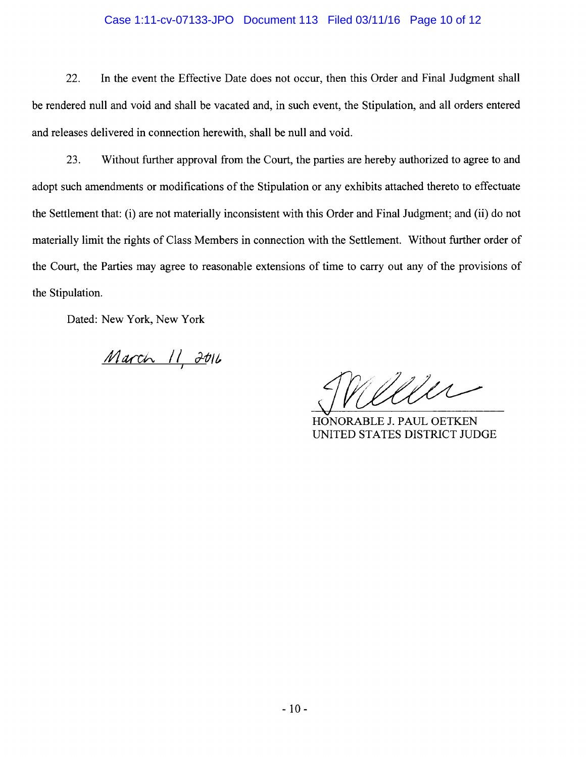22. In the event the Effective Date does not occur, then this Order and Final Judgment shall be rendered null and void and shall be vacated and, in such event, the Stipulation, and all orders entered and releases delivered in connection herewith, shall be null and void.

23. Without further approval from the Court, the parties are hereby authorized to agree to and adopt such amendments or modifications of the Stipulation or any exhibits attached thereto to effectuate the Settlement that: (i) are not materially inconsistent with this Order and Final Judgment; and (ii) do not materially limit the rights of Class Members in connection with the Settlement. Without further order of the Court, the Parties may agree to reasonable extensions of time to carry out any of the provisions of the Stipulation.

Dated: New York, New York

March 11, 2016

HONORABLE J. PAUL OETKEN
UNITED STATES DISTRICT JUDGE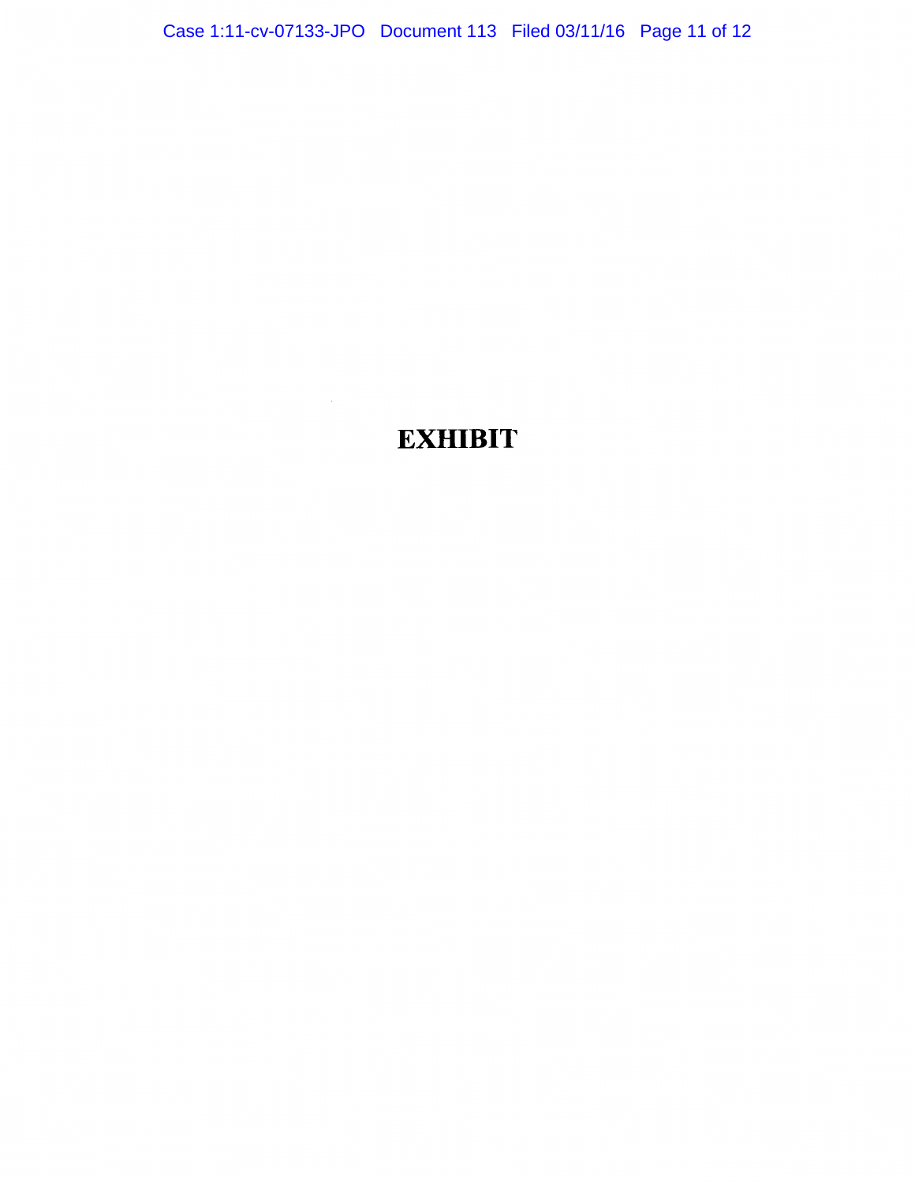# EXHIBIT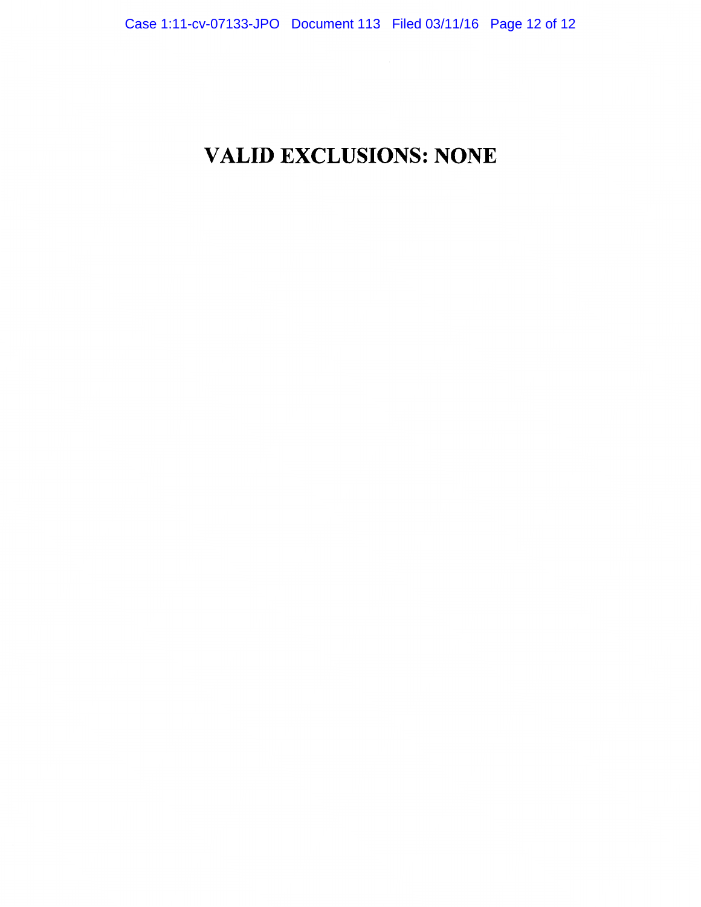# VALID EXCLUSIONS: NONE